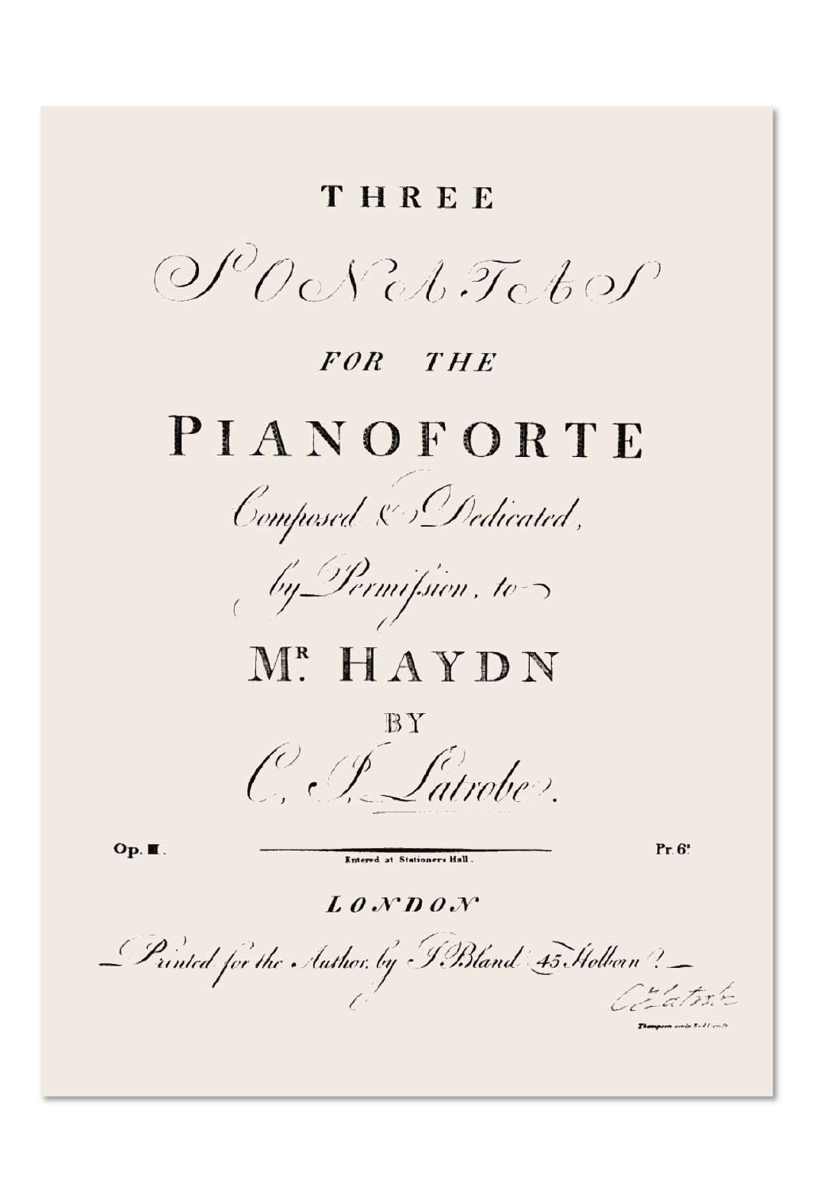# THREE

# SONATAS

## FOR THE

# PIANOFORTE

*Composed & Dedicated,*

*by Permission, to*

## Mr. HAYDN

BY

*C. I. Latrobe.*

Op. III. | Entered at Stationers Hall. | Pr. 6s.

**LONDON**

*Printed for the Author, by I. Bland 45 Holborn.*

*C I Latrobe*

Thompson wrote Read & sculp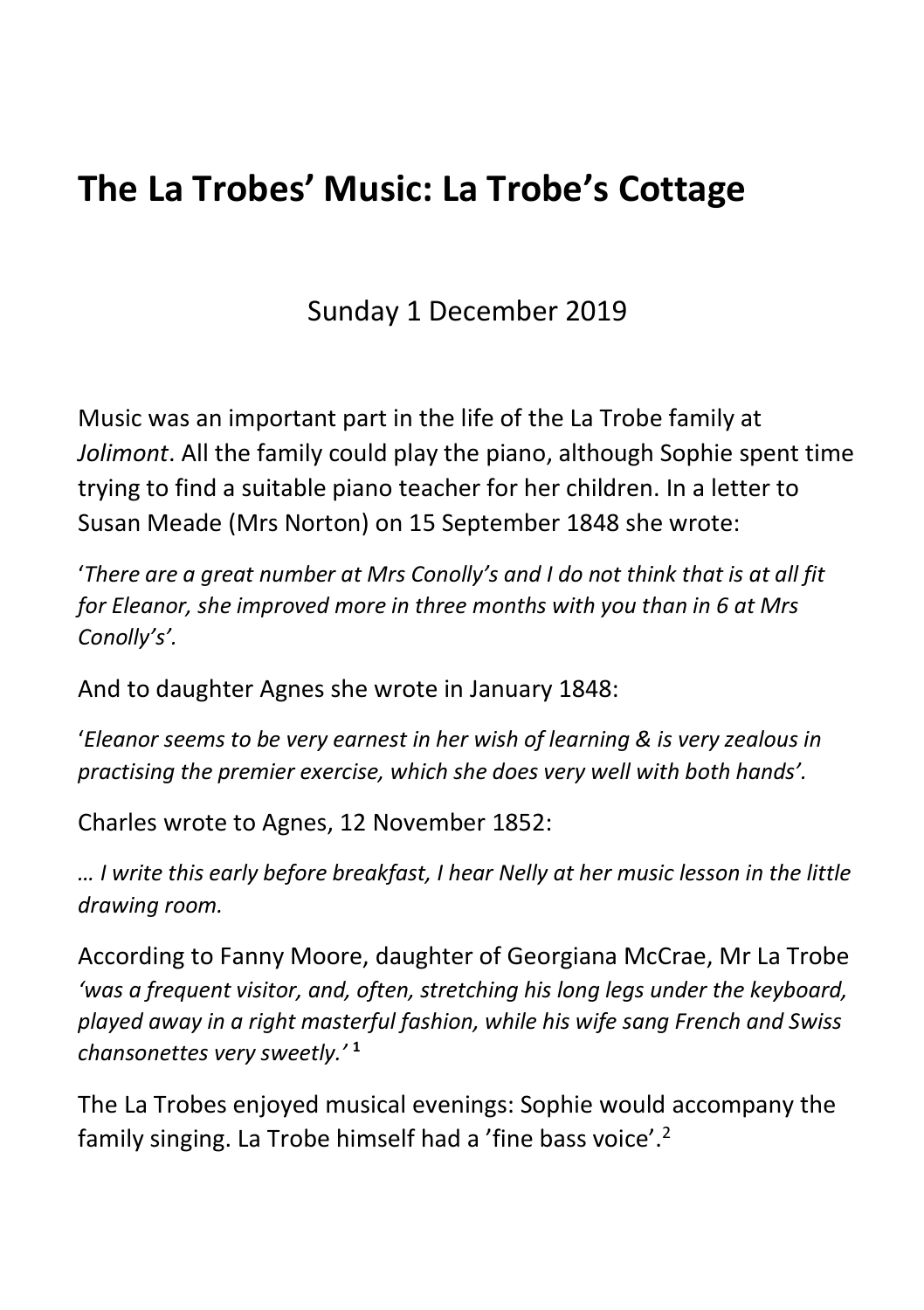# The La Trobes' Music: La Trobe's Cottage

Sunday 1 December 2019

Music was an important part in the life of the La Trobe family at *Jolimont*. All the family could play the piano, although Sophie spent time trying to find a suitable piano teacher for her children. In a letter to Susan Meade (Mrs Norton) on 15 September 1848 she wrote:

'*There are a great number at Mrs Conolly's and I do not think that is at all fit for Eleanor, she improved more in three months with you than in 6 at Mrs Conolly's'.*

And to daughter Agnes she wrote in January 1848:

'*Eleanor seems to be very earnest in her wish of learning & is very zealous in practising the premier exercise, which she does very well with both hands'.*

Charles wrote to Agnes, 12 November 1852:

*… I write this early before breakfast, I hear Nelly at her music lesson in the little drawing room.*

According to Fanny Moore, daughter of Georgiana McCrae, Mr La Trobe *'was a frequent visitor, and, often, stretching his long legs under the keyboard, played away in a right masterful fashion, while his wife sang French and Swiss chansonettes very sweetly.'* [1]

The La Trobes enjoyed musical evenings: Sophie would accompany the family singing. La Trobe himself had a 'fine bass voice'.[2]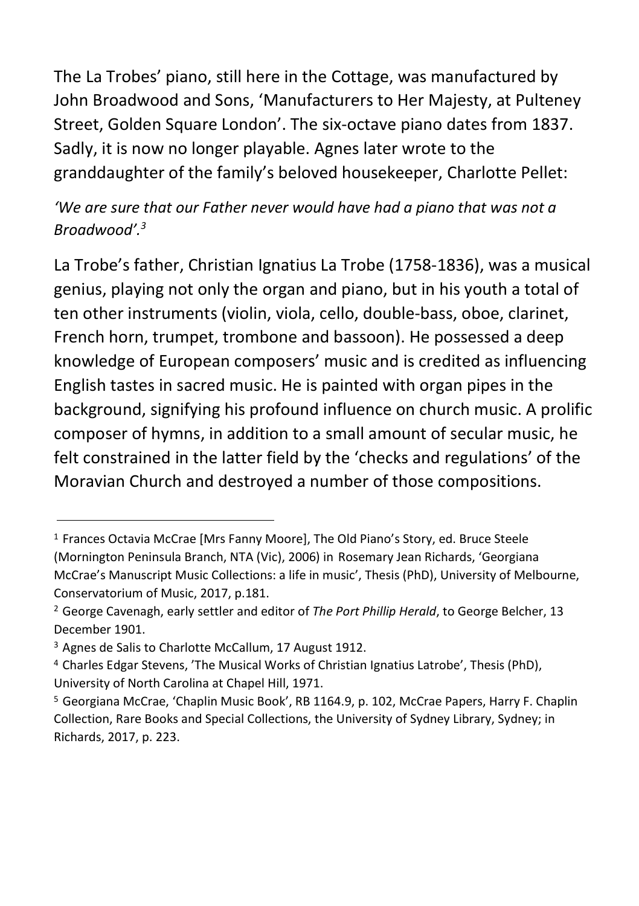The La Trobes' piano, still here in the Cottage, was manufactured by John Broadwood and Sons, 'Manufacturers to Her Majesty, at Pulteney Street, Golden Square London'. The six-octave piano dates from 1837. Sadly, it is now no longer playable. Agnes later wrote to the granddaughter of the family's beloved housekeeper, Charlotte Pellet:

*'We are sure that our Father never would have had a piano that was not a Broadwood'.*[3]

La Trobe's father, Christian Ignatius La Trobe (1758-1836), was a musical genius, playing not only the organ and piano, but in his youth a total of ten other instruments (violin, viola, cello, double-bass, oboe, clarinet, French horn, trumpet, trombone and bassoon). He possessed a deep knowledge of European composers' music and is credited as influencing English tastes in sacred music. He is painted with organ pipes in the background, signifying his profound influence on church music. A prolific composer of hymns, in addition to a small amount of secular music, he felt constrained in the latter field by the 'checks and regulations' of the Moravian Church and destroyed a number of those compositions.

---

[1] Frances Octavia McCrae [Mrs Fanny Moore], The Old Piano's Story, ed. Bruce Steele (Mornington Peninsula Branch, NTA (Vic), 2006) in Rosemary Jean Richards, 'Georgiana McCrae's Manuscript Music Collections: a life in music', Thesis (PhD), University of Melbourne, Conservatorium of Music, 2017, p.181.

[2] George Cavenagh, early settler and editor of *The Port Phillip Herald*, to George Belcher, 13 December 1901.

[3] Agnes de Salis to Charlotte McCallum, 17 August 1912.

[4] Charles Edgar Stevens, 'The Musical Works of Christian Ignatius Latrobe', Thesis (PhD), University of North Carolina at Chapel Hill, 1971.

[5] Georgiana McCrae, 'Chaplin Music Book', RB 1164.9, p. 102, McCrae Papers, Harry F. Chaplin Collection, Rare Books and Special Collections, the University of Sydney Library, Sydney; in Richards, 2017, p. 223.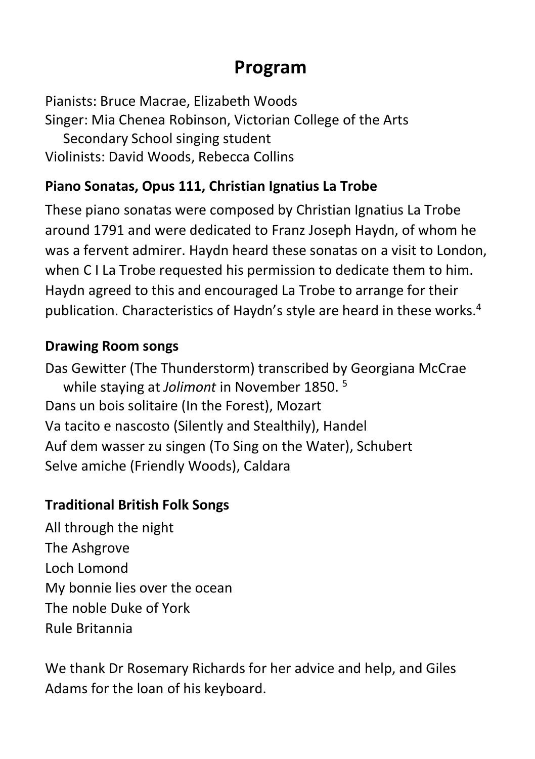# Program

Pianists: Bruce Macrae, Elizabeth Woods
Singer: Mia Chenea Robinson, Victorian College of the Arts Secondary School singing student
Violinists: David Woods, Rebecca Collins

### Piano Sonatas, Opus 111, Christian Ignatius La Trobe

These piano sonatas were composed by Christian Ignatius La Trobe around 1791 and were dedicated to Franz Joseph Haydn, of whom he was a fervent admirer. Haydn heard these sonatas on a visit to London, when C I La Trobe requested his permission to dedicate them to him. Haydn agreed to this and encouraged La Trobe to arrange for their publication. Characteristics of Haydn's style are heard in these works.[4]

### Drawing Room songs

Das Gewitter (The Thunderstorm) transcribed by Georgiana McCrae while staying at *Jolimont* in November 1850. [5]
Dans un bois solitaire (In the Forest), Mozart
Va tacito e nascosto (Silently and Stealthily), Handel
Auf dem wasser zu singen (To Sing on the Water), Schubert
Selve amiche (Friendly Woods), Caldara

### Traditional British Folk Songs

All through the night
The Ashgrove
Loch Lomond
My bonnie lies over the ocean
The noble Duke of York
Rule Britannia

We thank Dr Rosemary Richards for her advice and help, and Giles Adams for the loan of his keyboard.